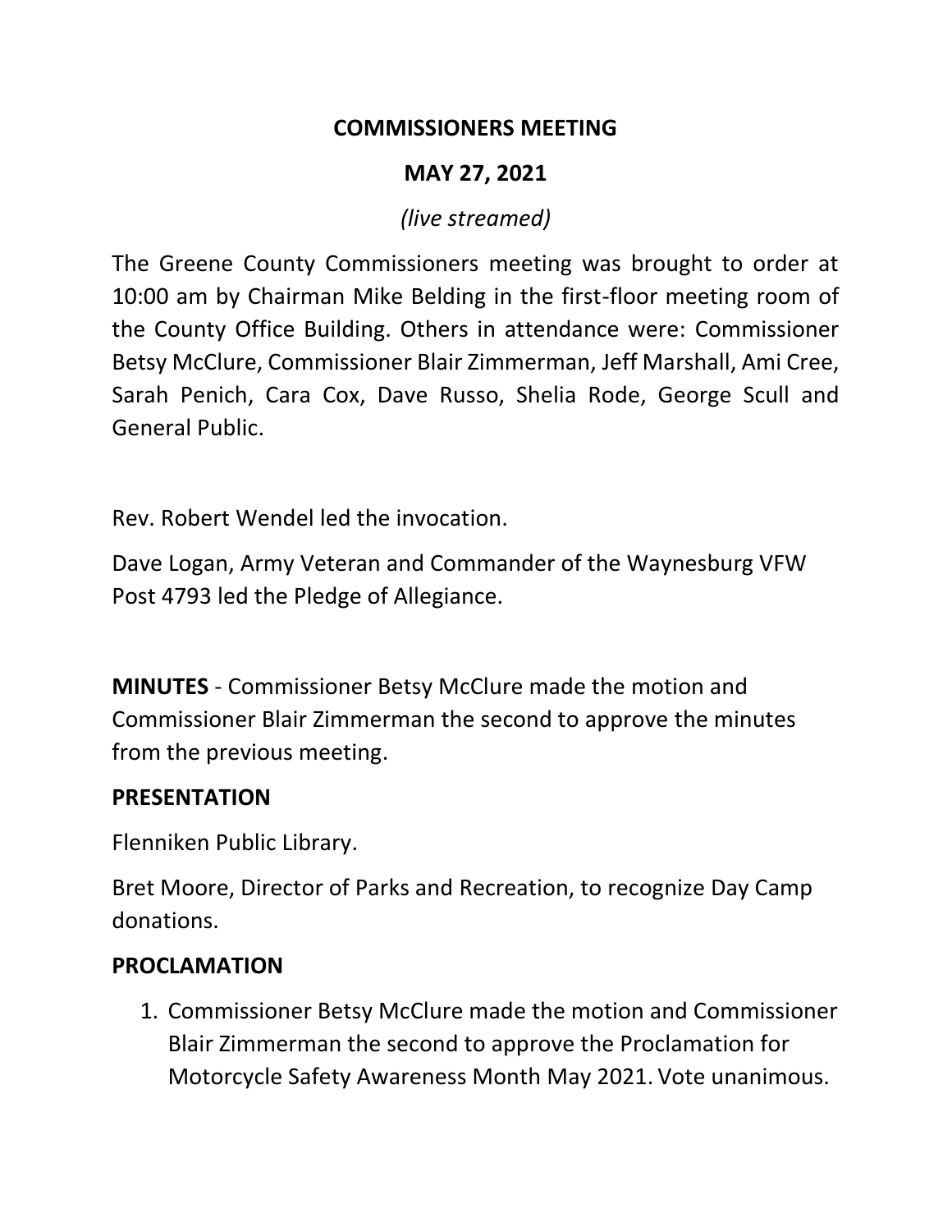# COMMISSIONERS MEETING

## MAY 27, 2021

*(live streamed)*

The Greene County Commissioners meeting was brought to order at 10:00 am by Chairman Mike Belding in the first-floor meeting room of the County Office Building. Others in attendance were: Commissioner Betsy McClure, Commissioner Blair Zimmerman, Jeff Marshall, Ami Cree, Sarah Penich, Cara Cox, Dave Russo, Shelia Rode, George Scull and General Public.

Rev. Robert Wendel led the invocation.

Dave Logan, Army Veteran and Commander of the Waynesburg VFW Post 4793 led the Pledge of Allegiance.

**MINUTES** - Commissioner Betsy McClure made the motion and Commissioner Blair Zimmerman the second to approve the minutes from the previous meeting.

**PRESENTATION**

Flenniken Public Library.

Bret Moore, Director of Parks and Recreation, to recognize Day Camp donations.

**PROCLAMATION**

1. Commissioner Betsy McClure made the motion and Commissioner Blair Zimmerman the second to approve the Proclamation for Motorcycle Safety Awareness Month May 2021. Vote unanimous.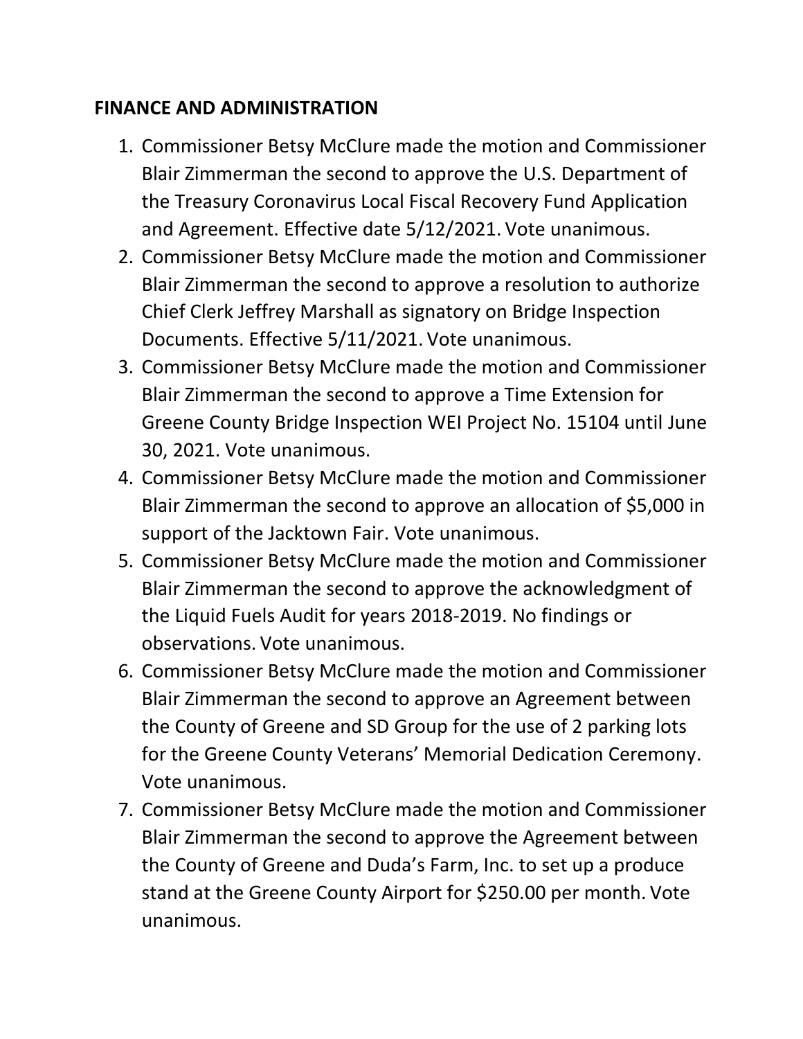**FINANCE AND ADMINISTRATION**

1. Commissioner Betsy McClure made the motion and Commissioner Blair Zimmerman the second to approve the U.S. Department of the Treasury Coronavirus Local Fiscal Recovery Fund Application and Agreement. Effective date 5/12/2021. Vote unanimous.
2. Commissioner Betsy McClure made the motion and Commissioner Blair Zimmerman the second to approve a resolution to authorize Chief Clerk Jeffrey Marshall as signatory on Bridge Inspection Documents. Effective 5/11/2021. Vote unanimous.
3. Commissioner Betsy McClure made the motion and Commissioner Blair Zimmerman the second to approve a Time Extension for Greene County Bridge Inspection WEI Project No. 15104 until June 30, 2021. Vote unanimous.
4. Commissioner Betsy McClure made the motion and Commissioner Blair Zimmerman the second to approve an allocation of $5,000 in support of the Jacktown Fair. Vote unanimous.
5. Commissioner Betsy McClure made the motion and Commissioner Blair Zimmerman the second to approve the acknowledgment of the Liquid Fuels Audit for years 2018-2019. No findings or observations. Vote unanimous.
6. Commissioner Betsy McClure made the motion and Commissioner Blair Zimmerman the second to approve an Agreement between the County of Greene and SD Group for the use of 2 parking lots for the Greene County Veterans' Memorial Dedication Ceremony. Vote unanimous.
7. Commissioner Betsy McClure made the motion and Commissioner Blair Zimmerman the second to approve the Agreement between the County of Greene and Duda's Farm, Inc. to set up a produce stand at the Greene County Airport for $250.00 per month. Vote unanimous.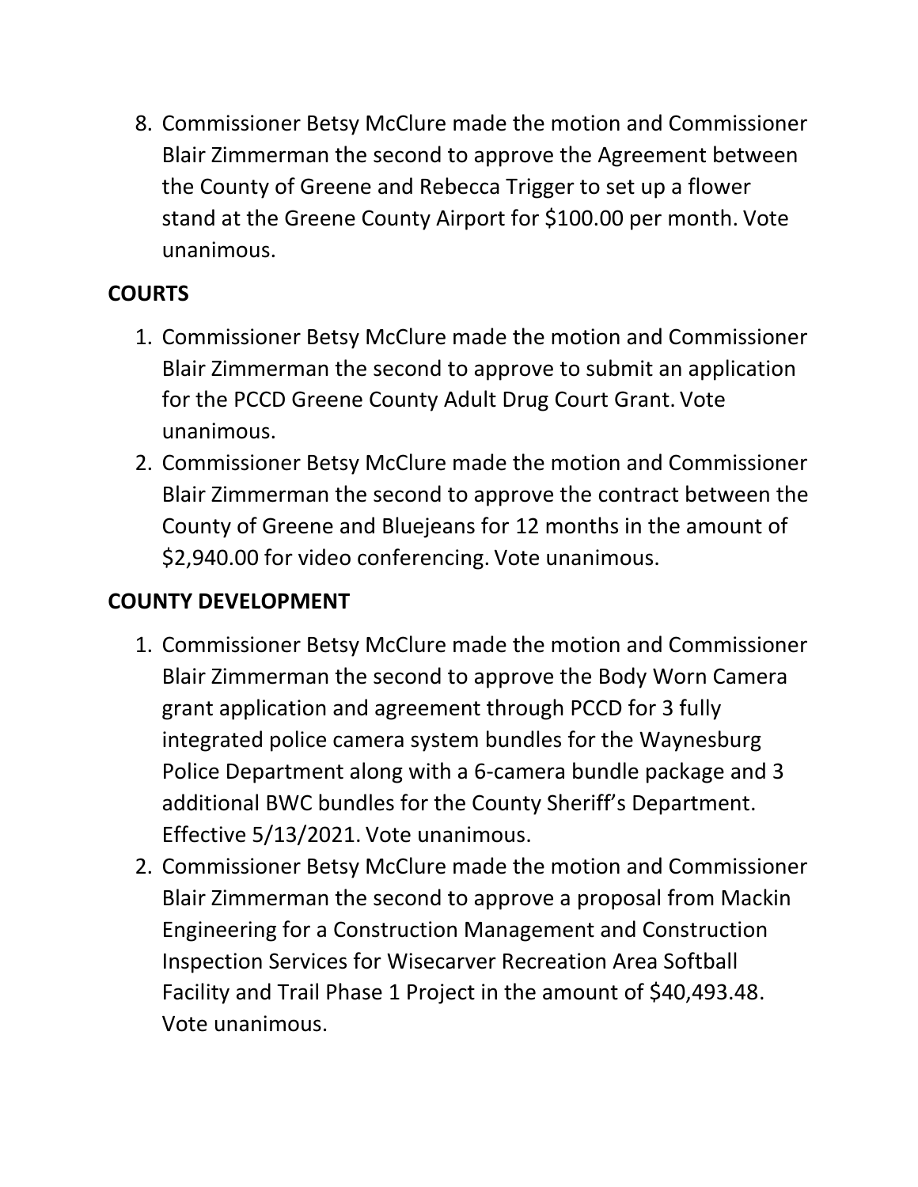8. Commissioner Betsy McClure made the motion and Commissioner Blair Zimmerman the second to approve the Agreement between the County of Greene and Rebecca Trigger to set up a flower stand at the Greene County Airport for $100.00 per month. Vote unanimous.

**COURTS**

1. Commissioner Betsy McClure made the motion and Commissioner Blair Zimmerman the second to approve to submit an application for the PCCD Greene County Adult Drug Court Grant. Vote unanimous.
2. Commissioner Betsy McClure made the motion and Commissioner Blair Zimmerman the second to approve the contract between the County of Greene and Bluejeans for 12 months in the amount of $2,940.00 for video conferencing. Vote unanimous.

**COUNTY DEVELOPMENT**

1. Commissioner Betsy McClure made the motion and Commissioner Blair Zimmerman the second to approve the Body Worn Camera grant application and agreement through PCCD for 3 fully integrated police camera system bundles for the Waynesburg Police Department along with a 6-camera bundle package and 3 additional BWC bundles for the County Sheriff's Department. Effective 5/13/2021. Vote unanimous.
2. Commissioner Betsy McClure made the motion and Commissioner Blair Zimmerman the second to approve a proposal from Mackin Engineering for a Construction Management and Construction Inspection Services for Wisecarver Recreation Area Softball Facility and Trail Phase 1 Project in the amount of $40,493.48. Vote unanimous.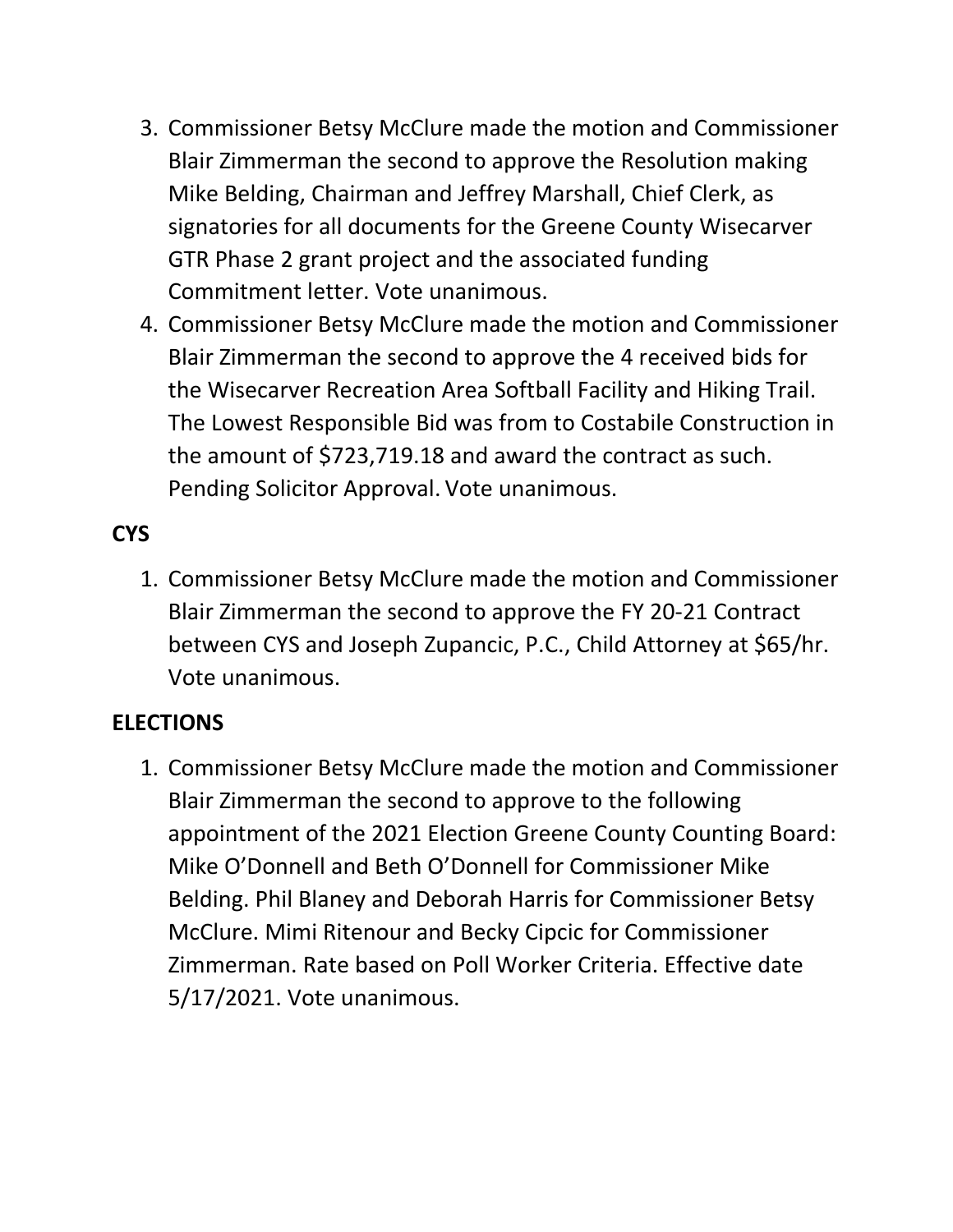3. Commissioner Betsy McClure made the motion and Commissioner Blair Zimmerman the second to approve the Resolution making Mike Belding, Chairman and Jeffrey Marshall, Chief Clerk, as signatories for all documents for the Greene County Wisecarver GTR Phase 2 grant project and the associated funding Commitment letter. Vote unanimous.
4. Commissioner Betsy McClure made the motion and Commissioner Blair Zimmerman the second to approve the 4 received bids for the Wisecarver Recreation Area Softball Facility and Hiking Trail. The Lowest Responsible Bid was from to Costabile Construction in the amount of $723,719.18 and award the contract as such. Pending Solicitor Approval. Vote unanimous.

**CYS**

1. Commissioner Betsy McClure made the motion and Commissioner Blair Zimmerman the second to approve the FY 20-21 Contract between CYS and Joseph Zupancic, P.C., Child Attorney at $65/hr. Vote unanimous.

**ELECTIONS**

1. Commissioner Betsy McClure made the motion and Commissioner Blair Zimmerman the second to approve to the following appointment of the 2021 Election Greene County Counting Board: Mike O'Donnell and Beth O'Donnell for Commissioner Mike Belding. Phil Blaney and Deborah Harris for Commissioner Betsy McClure. Mimi Ritenour and Becky Cipcic for Commissioner Zimmerman. Rate based on Poll Worker Criteria. Effective date 5/17/2021. Vote unanimous.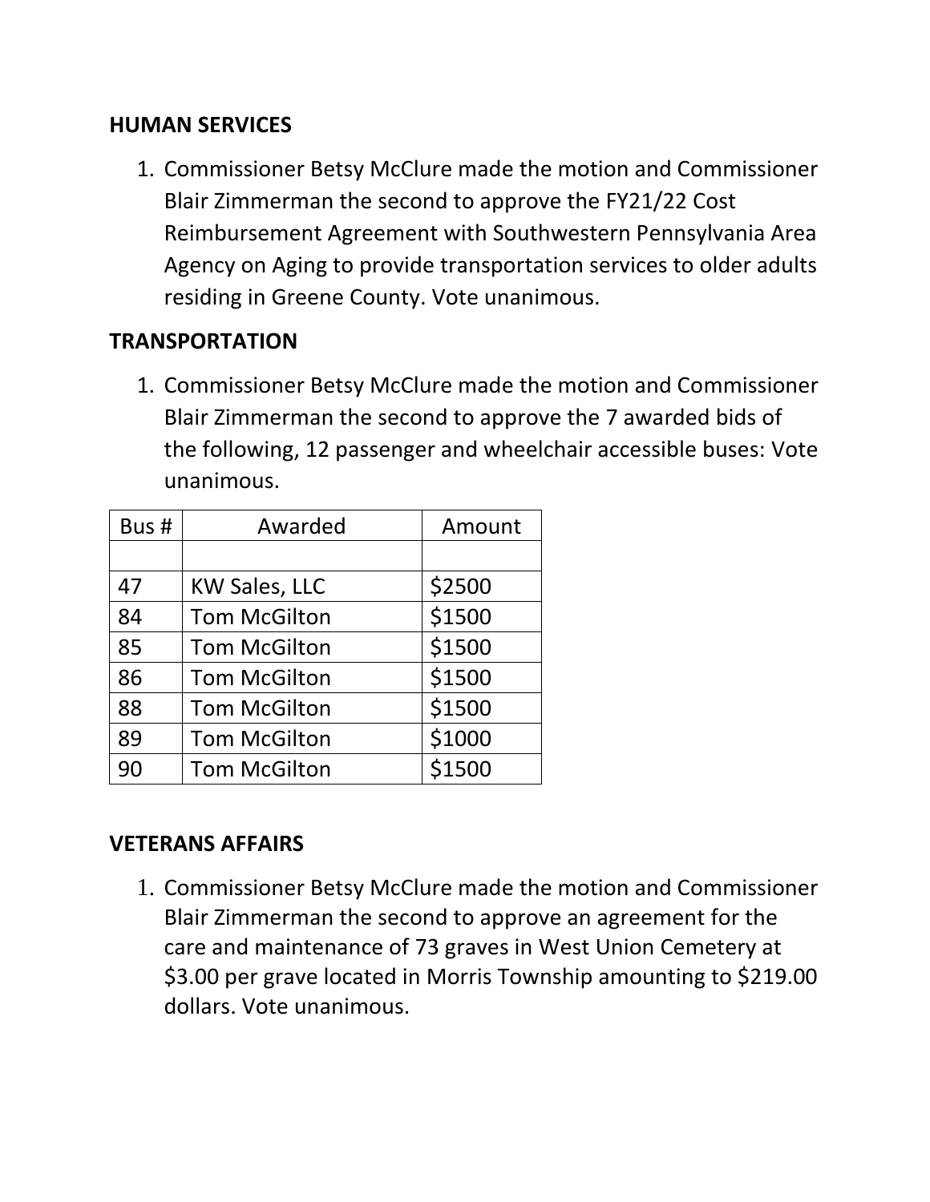## HUMAN SERVICES

1. Commissioner Betsy McClure made the motion and Commissioner Blair Zimmerman the second to approve the FY21/22 Cost Reimbursement Agreement with Southwestern Pennsylvania Area Agency on Aging to provide transportation services to older adults residing in Greene County. Vote unanimous.

## TRANSPORTATION

1. Commissioner Betsy McClure made the motion and Commissioner Blair Zimmerman the second to approve the 7 awarded bids of the following, 12 passenger and wheelchair accessible buses: Vote unanimous.

| Bus # | Awarded | Amount |
| --- | --- | --- |
| | | |
| 47 | KW Sales, LLC | $2500 |
| 84 | Tom McGilton | $1500 |
| 85 | Tom McGilton | $1500 |
| 86 | Tom McGilton | $1500 |
| 88 | Tom McGilton | $1500 |
| 89 | Tom McGilton | $1000 |
| 90 | Tom McGilton | $1500 |

## VETERANS AFFAIRS

1. Commissioner Betsy McClure made the motion and Commissioner Blair Zimmerman the second to approve an agreement for the care and maintenance of 73 graves in West Union Cemetery at $3.00 per grave located in Morris Township amounting to $219.00 dollars. Vote unanimous.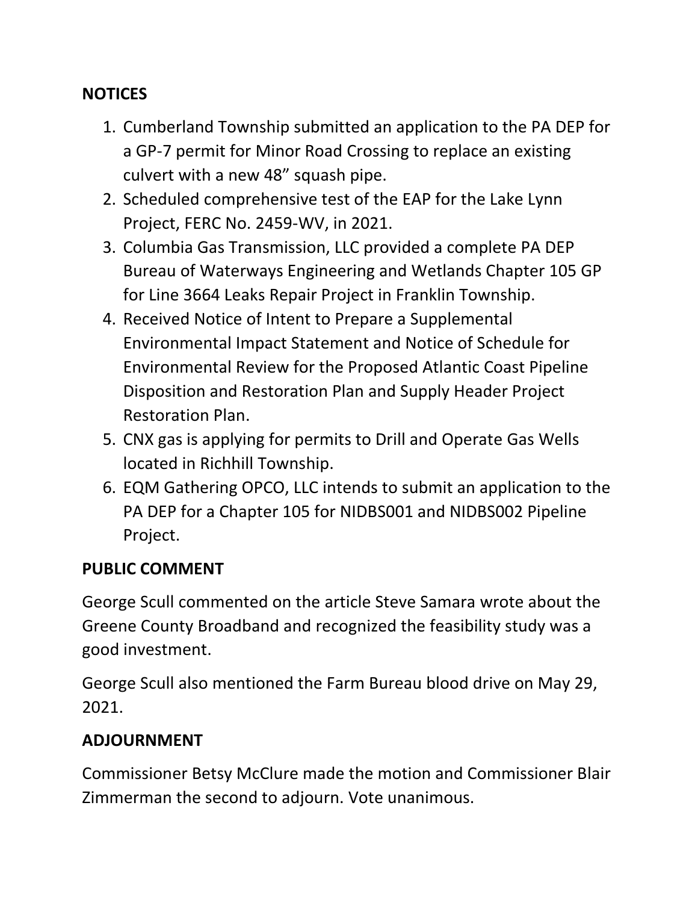## NOTICES

1. Cumberland Township submitted an application to the PA DEP for a GP-7 permit for Minor Road Crossing to replace an existing culvert with a new 48" squash pipe.
2. Scheduled comprehensive test of the EAP for the Lake Lynn Project, FERC No. 2459-WV, in 2021.
3. Columbia Gas Transmission, LLC provided a complete PA DEP Bureau of Waterways Engineering and Wetlands Chapter 105 GP for Line 3664 Leaks Repair Project in Franklin Township.
4. Received Notice of Intent to Prepare a Supplemental Environmental Impact Statement and Notice of Schedule for Environmental Review for the Proposed Atlantic Coast Pipeline Disposition and Restoration Plan and Supply Header Project Restoration Plan.
5. CNX gas is applying for permits to Drill and Operate Gas Wells located in Richhill Township.
6. EQM Gathering OPCO, LLC intends to submit an application to the PA DEP for a Chapter 105 for NIDBS001 and NIDBS002 Pipeline Project.

## PUBLIC COMMENT

George Scull commented on the article Steve Samara wrote about the Greene County Broadband and recognized the feasibility study was a good investment.

George Scull also mentioned the Farm Bureau blood drive on May 29, 2021.

## ADJOURNMENT

Commissioner Betsy McClure made the motion and Commissioner Blair Zimmerman the second to adjourn. Vote unanimous.